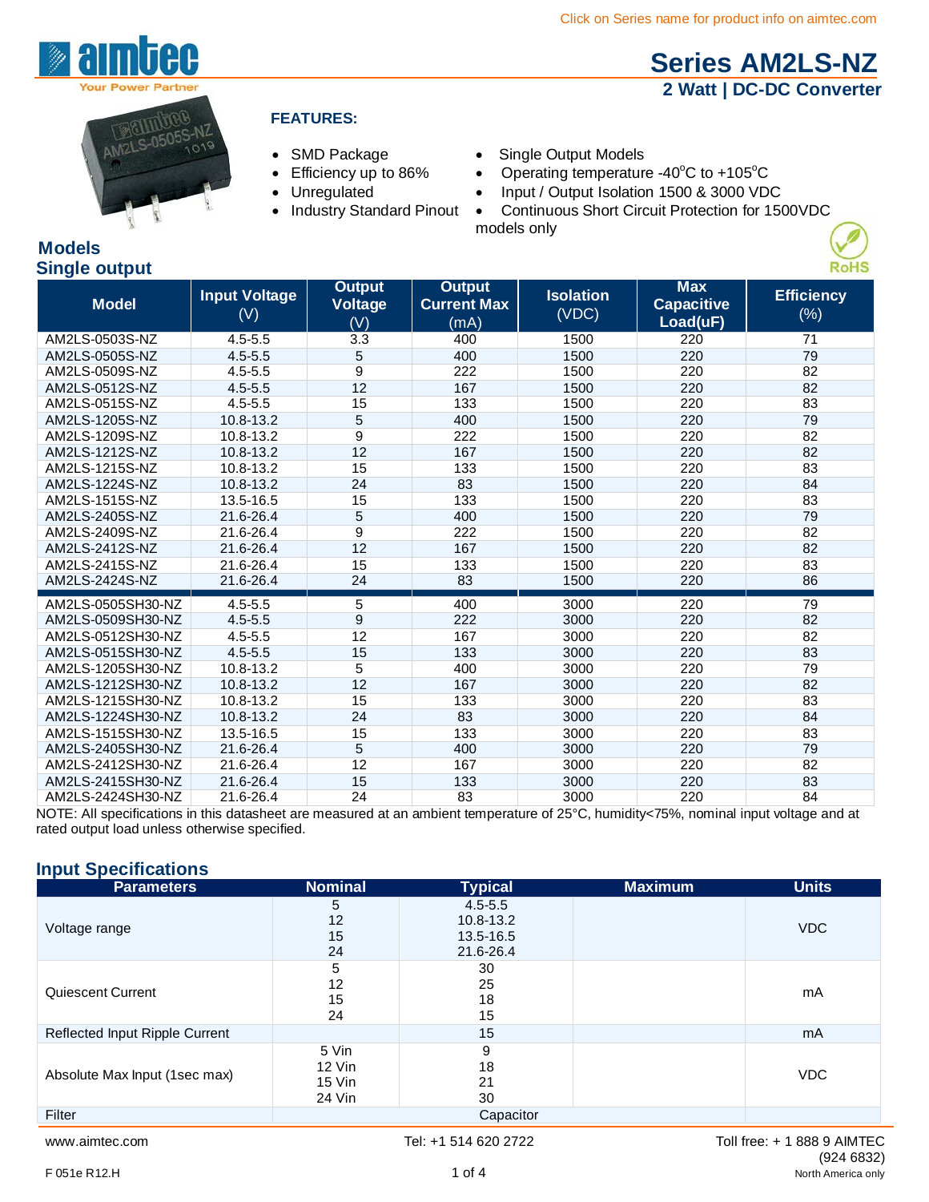Click on Series name for product info on aimtec.com

# Series AM2LS-NZ

## 2 Watt | DC-DC Converter

### FEATURES:

- SMD Package
- Efficiency up to 86%
- Unregulated
- Industry Standard Pinout
- Single Output Models
- Operating temperature -40°C to +105°C
- Input / Output Isolation 1500 & 3000 VDC
- Continuous Short Circuit Protection for 1500VDC models only

## Models

### Single output

| Model | Input Voltage (V) | Output Voltage (V) | Output Current Max (mA) | Isolation (VDC) | Max Capacitive Load(uF) | Efficiency (%) |
|---|---|---|---|---|---|---|
| AM2LS-0503S-NZ | 4.5-5.5 | 3.3 | 400 | 1500 | 220 | 71 |
| AM2LS-0505S-NZ | 4.5-5.5 | 5 | 400 | 1500 | 220 | 79 |
| AM2LS-0509S-NZ | 4.5-5.5 | 9 | 222 | 1500 | 220 | 82 |
| AM2LS-0512S-NZ | 4.5-5.5 | 12 | 167 | 1500 | 220 | 82 |
| AM2LS-0515S-NZ | 4.5-5.5 | 15 | 133 | 1500 | 220 | 83 |
| AM2LS-1205S-NZ | 10.8-13.2 | 5 | 400 | 1500 | 220 | 79 |
| AM2LS-1209S-NZ | 10.8-13.2 | 9 | 222 | 1500 | 220 | 82 |
| AM2LS-1212S-NZ | 10.8-13.2 | 12 | 167 | 1500 | 220 | 82 |
| AM2LS-1215S-NZ | 10.8-13.2 | 15 | 133 | 1500 | 220 | 83 |
| AM2LS-1224S-NZ | 10.8-13.2 | 24 | 83 | 1500 | 220 | 84 |
| AM2LS-1515S-NZ | 13.5-16.5 | 15 | 133 | 1500 | 220 | 83 |
| AM2LS-2405S-NZ | 21.6-26.4 | 5 | 400 | 1500 | 220 | 79 |
| AM2LS-2409S-NZ | 21.6-26.4 | 9 | 222 | 1500 | 220 | 82 |
| AM2LS-2412S-NZ | 21.6-26.4 | 12 | 167 | 1500 | 220 | 82 |
| AM2LS-2415S-NZ | 21.6-26.4 | 15 | 133 | 1500 | 220 | 83 |
| AM2LS-2424S-NZ | 21.6-26.4 | 24 | 83 | 1500 | 220 | 86 |
| AM2LS-0505SH30-NZ | 4.5-5.5 | 5 | 400 | 3000 | 220 | 79 |
| AM2LS-0509SH30-NZ | 4.5-5.5 | 9 | 222 | 3000 | 220 | 82 |
| AM2LS-0512SH30-NZ | 4.5-5.5 | 12 | 167 | 3000 | 220 | 82 |
| AM2LS-0515SH30-NZ | 4.5-5.5 | 15 | 133 | 3000 | 220 | 83 |
| AM2LS-1205SH30-NZ | 10.8-13.2 | 5 | 400 | 3000 | 220 | 79 |
| AM2LS-1212SH30-NZ | 10.8-13.2 | 12 | 167 | 3000 | 220 | 82 |
| AM2LS-1215SH30-NZ | 10.8-13.2 | 15 | 133 | 3000 | 220 | 83 |
| AM2LS-1224SH30-NZ | 10.8-13.2 | 24 | 83 | 3000 | 220 | 84 |
| AM2LS-1515SH30-NZ | 13.5-16.5 | 15 | 133 | 3000 | 220 | 83 |
| AM2LS-2405SH30-NZ | 21.6-26.4 | 5 | 400 | 3000 | 220 | 79 |
| AM2LS-2412SH30-NZ | 21.6-26.4 | 12 | 167 | 3000 | 220 | 82 |
| AM2LS-2415SH30-NZ | 21.6-26.4 | 15 | 133 | 3000 | 220 | 83 |
| AM2LS-2424SH30-NZ | 21.6-26.4 | 24 | 83 | 3000 | 220 | 84 |

NOTE: All specifications in this datasheet are measured at an ambient temperature of 25°C, humidity<75%, nominal input voltage and at rated output load unless otherwise specified.

## Input Specifications

| Parameters | Nominal | Typical | Maximum | Units |
|---|---|---|---|---|
| Voltage range | 5<br>12<br>15<br>24 | 4.5-5.5<br>10.8-13.2<br>13.5-16.5<br>21.6-26.4 | | VDC |
| Quiescent Current | 5<br>12<br>15<br>24 | 30<br>25<br>18<br>15 | | mA |
| Reflected Input Ripple Current | | 15 | | mA |
| Absolute Max Input (1sec max) | 5 Vin<br>12 Vin<br>15 Vin<br>24 Vin | 9<br>18<br>21<br>30 | | VDC |
| Filter | | Capacitor | | |

www.aimtec.com Tel: +1 514 620 2722 Toll free: + 1 888 9 AIMTEC (924 6832) North America only

F 051e R12.H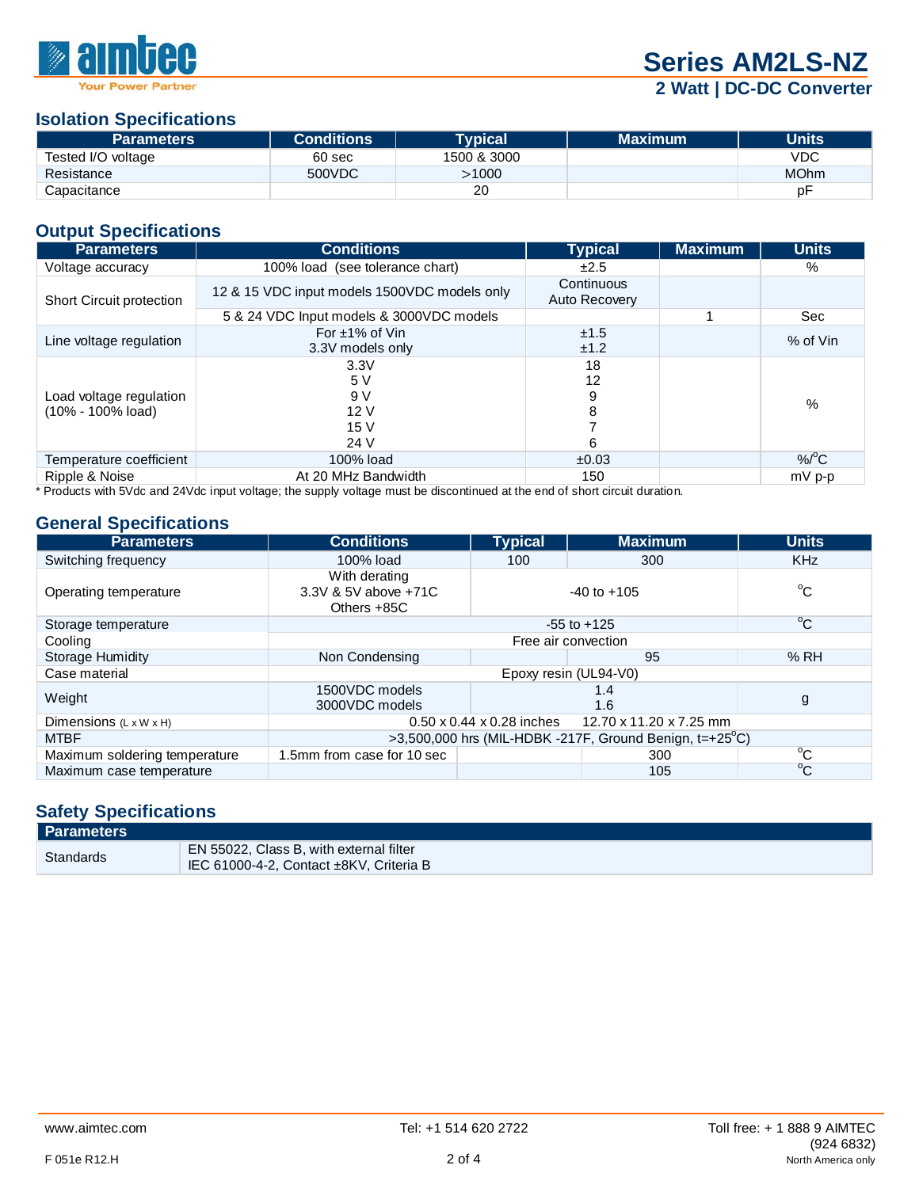## Isolation Specifications

| Parameters | Conditions | Typical | Maximum | Units |
|---|---|---|---|---|
| Tested I/O voltage | 60 sec | 1500 & 3000 | | VDC |
| Resistance | 500VDC | >1000 | | MOhm |
| Capacitance | | 20 | | pF |

## Output Specifications

| Parameters | Conditions | Typical | Maximum | Units |
|---|---|---|---|---|
| Voltage accuracy | 100% load (see tolerance chart) | ±2.5 | | % |
| Short Circuit protection | 12 & 15 VDC input models 1500VDC models only | Continuous Auto Recovery | | |
| | 5 & 24 VDC Input models & 3000VDC models | | 1 | Sec |
| Line voltage regulation | For ±1% of Vin<br>3.3V models only | ±1.5<br>±1.2 | | % of Vin |
| Load voltage regulation (10% - 100% load) | 3.3V<br>5 V<br>9 V<br>12 V<br>15 V<br>24 V | 18<br>12<br>9<br>8<br>7<br>6 | | % |
| Temperature coefficient | 100% load | ±0.03 | | %/°C |
| Ripple & Noise | At 20 MHz Bandwidth | 150 | | mV p-p |

* Products with 5Vdc and 24Vdc input voltage; the supply voltage must be discontinued at the end of short circuit duration.

## General Specifications

| Parameters | Conditions | Typical | Maximum | Units |
|---|---|---|---|---|
| Switching frequency | 100% load | 100 | 300 | KHz |
| Operating temperature | With derating<br>3.3V & 5V above +71C<br>Others +85C | -40 to +105 | | °C |
| Storage temperature | -55 to +125 | | | °C |
| Cooling | Free air convection | | | |
| Storage Humidity | Non Condensing | | 95 | % RH |
| Case material | Epoxy resin (UL94-V0) | | | |
| Weight | 1500VDC models<br>3000VDC models | 1.4<br>1.6 | | g |
| Dimensions (L x W x H) | 0.50 x 0.44 x 0.28 inches 12.70 x 11.20 x 7.25 mm | | | |
| MTBF | >3,500,000 hrs (MIL-HDBK -217F, Ground Benign, t=+25°C) | | | |
| Maximum soldering temperature | 1.5mm from case for 10 sec | | 300 | °C |
| Maximum case temperature | | | 105 | °C |

## Safety Specifications

| Parameters | |
|---|---|
| Standards | EN 55022, Class B, with external filter<br>IEC 61000-4-2, Contact ±8KV, Criteria B |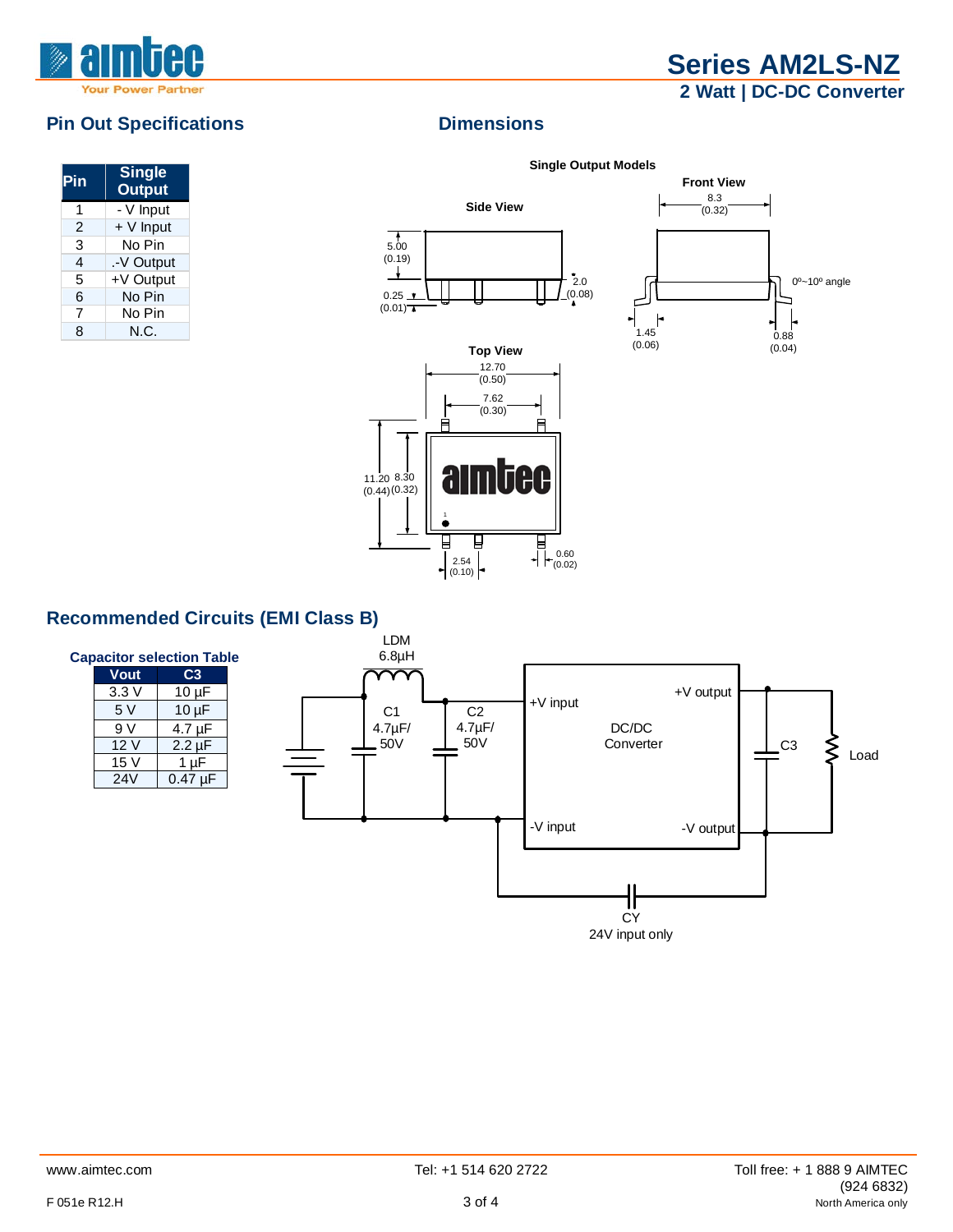## Pin Out Specifications

| Pin | Single Output |
|---|---|
| 1 | - V Input |
| 2 | + V Input |
| 3 | No Pin |
| 4 | .-V Output |
| 5 | +V Output |
| 6 | No Pin |
| 7 | No Pin |
| 8 | N.C. |

## Dimensions

**Single Output Models**

**Side View**

5.00 (0.19)
0.25 (0.01)
2.0 (0.08)

**Front View**

8.3 (0.32)
0º~10º angle
1.45 (0.06)
0.88 (0.04)

**Top View**

12.70 (0.50)
7.62 (0.30)
11.20 (0.44)
8.30 (0.32)
2.54 (0.10)
0.60 (0.02)

## Recommended Circuits (EMI Class B)

**Capacitor selection Table**

| Vout | C3 |
|---|---|
| 3.3 V | 10 µF |
| 5 V | 10 µF |
| 9 V | 4.7 µF |
| 12 V | 2.2 µF |
| 15 V | 1 µF |
| 24V | 0.47 µF |

LDM 6.8µH
C1 4.7µF/ 50V
C2 4.7µF/ 50V
+V input
-V input
DC/DC Converter
+V output
-V output
C3
Load
CY
24V input only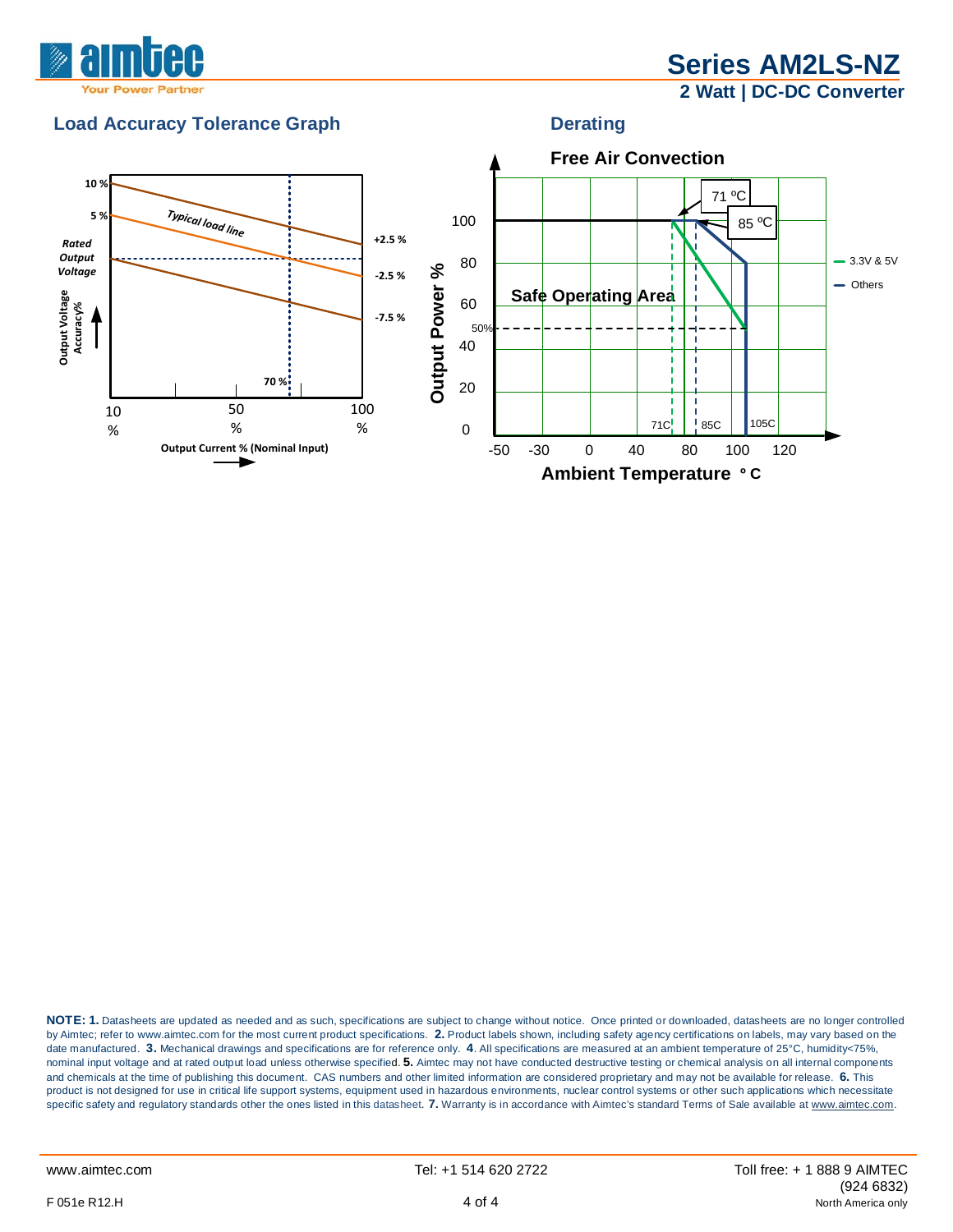## Load Accuracy Tolerance Graph

10 %
5 %
Rated Output Voltage
Output Voltage Accuracy%
Typical load line
+2.5 %
-2.5 %
-7.5 %
70 %
10 %
50 %
100 %
Output Current % (Nominal Input)

## Derating

Free Air Convection

71 ºC
85 ºC
100
80
60
40
20
0
50%
Safe Operating Area
Output Power %
71C
85C
105C
-50
-30
0
40
80
100
120
Ambient Temperature °C
3.3V & 5V
Others

**NOTE: 1.** Datasheets are updated as needed and as such, specifications are subject to change without notice. Once printed or downloaded, datasheets are no longer controlled by Aimtec; refer to www.aimtec.com for the most current product specifications. **2.** Product labels shown, including safety agency certifications on labels, may vary based on the date manufactured. **3.** Mechanical drawings and specifications are for reference only. **4**. All specifications are measured at an ambient temperature of 25°C, humidity<75%, nominal input voltage and at rated output load unless otherwise specified. **5.** Aimtec may not have conducted destructive testing or chemical analysis on all internal components and chemicals at the time of publishing this document. CAS numbers and other limited information are considered proprietary and may not be available for release. **6.** This product is not designed for use in critical life support systems, equipment used in hazardous environments, nuclear control systems or other such applications which necessitate specific safety and regulatory standards other the ones listed in this datasheet. **7.** Warranty is in accordance with Aimtec's standard Terms of Sale available at www.aimtec.com.